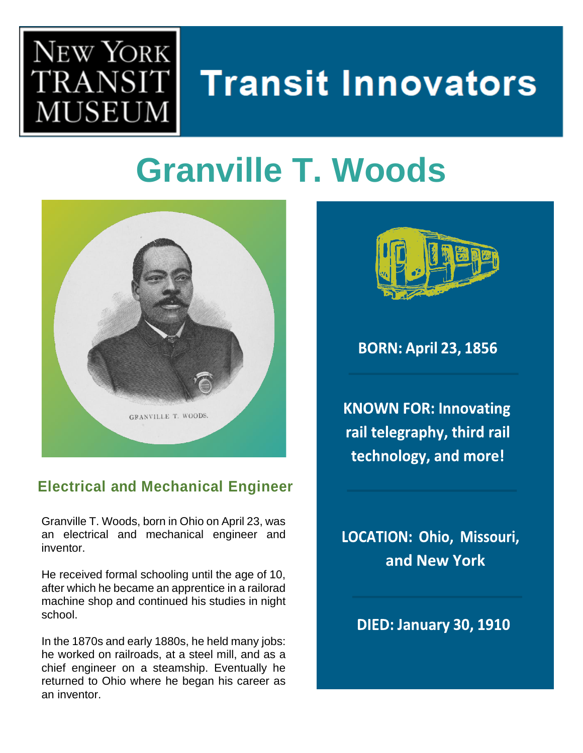New York Transit Museum

# Transit Innovators

# Granville T. Woods

GRANVILLE T. WOODS.

### Electrical and Mechanical Engineer

Granville T. Woods, born in Ohio on April 23, was an electrical and mechanical engineer and inventor.

He received formal schooling until the age of 10, after which he became an apprentice in a railorad machine shop and continued his studies in night school.

In the 1870s and early 1880s, he held many jobs: he worked on railroads, at a steel mill, and as a chief engineer on a steamship. Eventually he returned to Ohio where he began his career as an inventor.

**BORN: April 23, 1856**

**KNOWN FOR: Innovating rail telegraphy, third rail technology, and more!**

**LOCATION: Ohio, Missouri, and New York**

**DIED: January 30, 1910**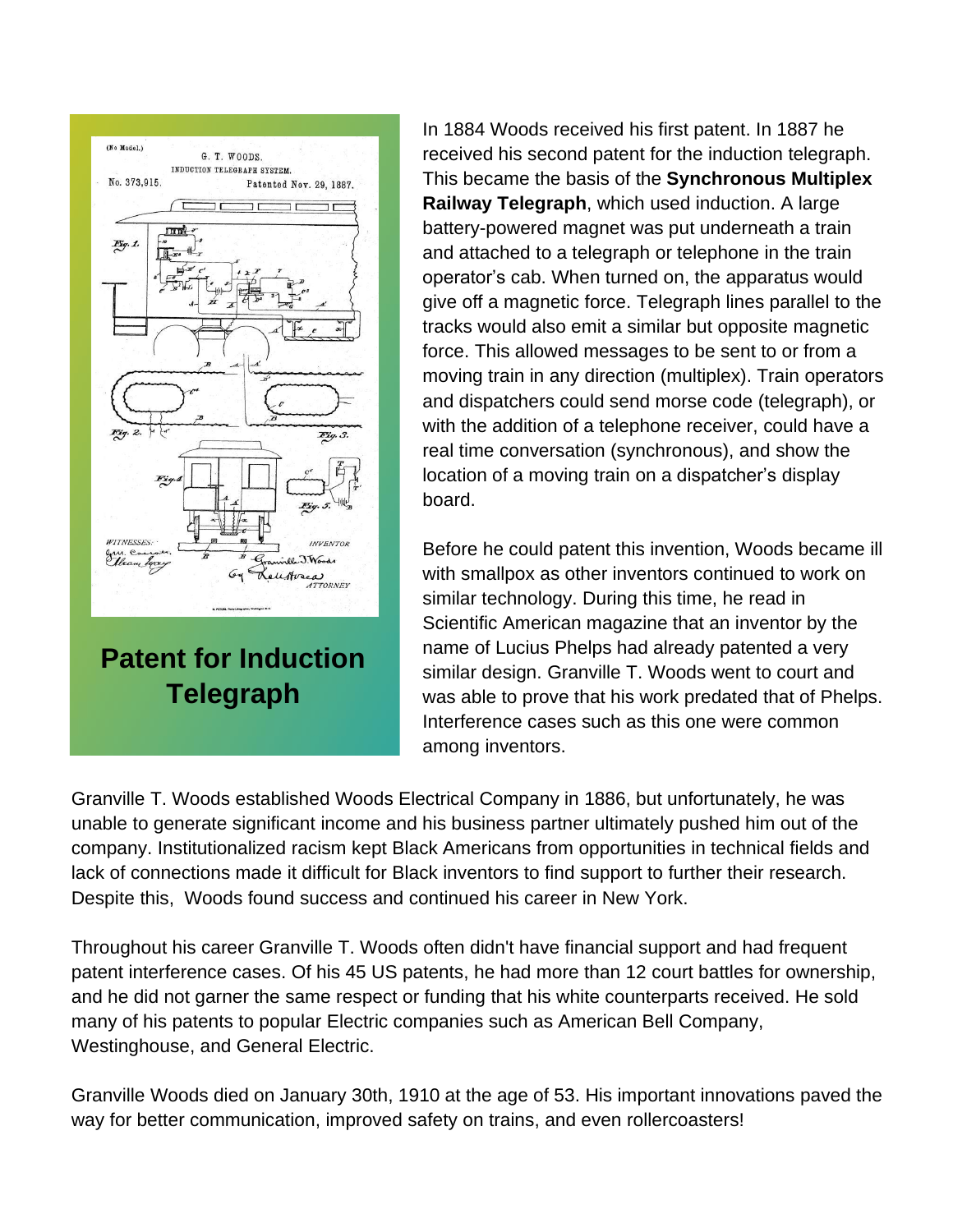**Patent for Induction Telegraph**

In 1884 Woods received his first patent. In 1887 he received his second patent for the induction telegraph. This became the basis of the **Synchronous Multiplex Railway Telegraph**, which used induction. A large battery-powered magnet was put underneath a train and attached to a telegraph or telephone in the train operator's cab. When turned on, the apparatus would give off a magnetic force. Telegraph lines parallel to the tracks would also emit a similar but opposite magnetic force. This allowed messages to be sent to or from a moving train in any direction (multiplex). Train operators and dispatchers could send morse code (telegraph), or with the addition of a telephone receiver, could have a real time conversation (synchronous), and show the location of a moving train on a dispatcher's display board.

Before he could patent this invention, Woods became ill with smallpox as other inventors continued to work on similar technology. During this time, he read in Scientific American magazine that an inventor by the name of Lucius Phelps had already patented a very similar design. Granville T. Woods went to court and was able to prove that his work predated that of Phelps. Interference cases such as this one were common among inventors.

Granville T. Woods established Woods Electrical Company in 1886, but unfortunately, he was unable to generate significant income and his business partner ultimately pushed him out of the company. Institutionalized racism kept Black Americans from opportunities in technical fields and lack of connections made it difficult for Black inventors to find support to further their research. Despite this, Woods found success and continued his career in New York.

Throughout his career Granville T. Woods often didn't have financial support and had frequent patent interference cases. Of his 45 US patents, he had more than 12 court battles for ownership, and he did not garner the same respect or funding that his white counterparts received. He sold many of his patents to popular Electric companies such as American Bell Company, Westinghouse, and General Electric.

Granville Woods died on January 30th, 1910 at the age of 53. His important innovations paved the way for better communication, improved safety on trains, and even rollercoasters!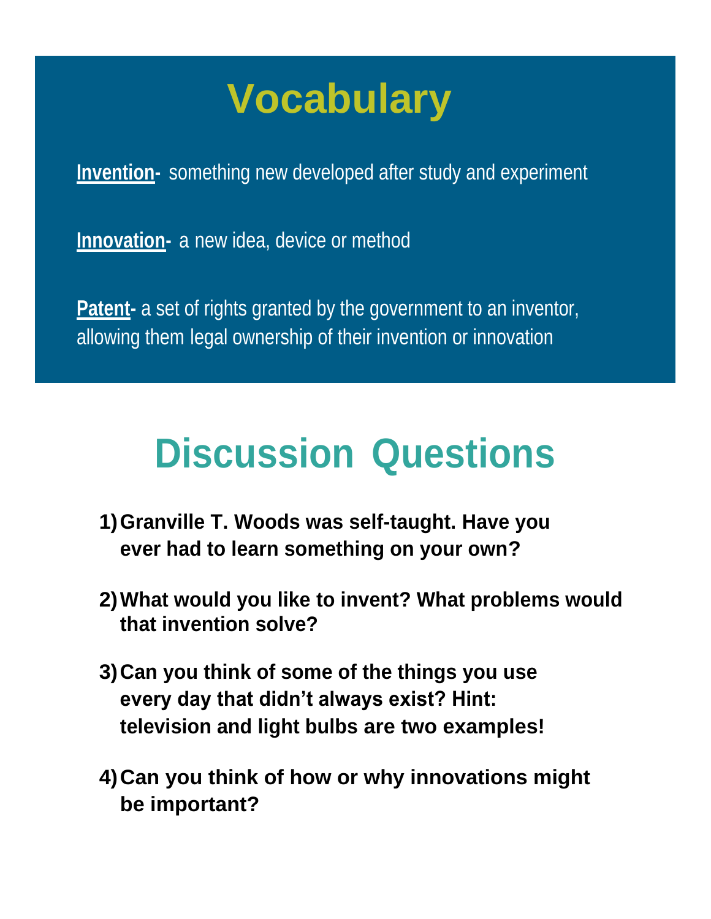# Vocabulary

**Invention-** something new developed after study and experiment

**Innovation-** a new idea, device or method

**Patent-** a set of rights granted by the government to an inventor, allowing them legal ownership of their invention or innovation

# Discussion Questions

1) **Granville T. Woods was self-taught. Have you ever had to learn something on your own?**

2) **What would you like to invent? What problems would that invention solve?**

3) **Can you think of some of the things you use every day that didn't always exist? Hint: television and light bulbs are two examples!**

4) **Can you think of how or why innovations might be important?**